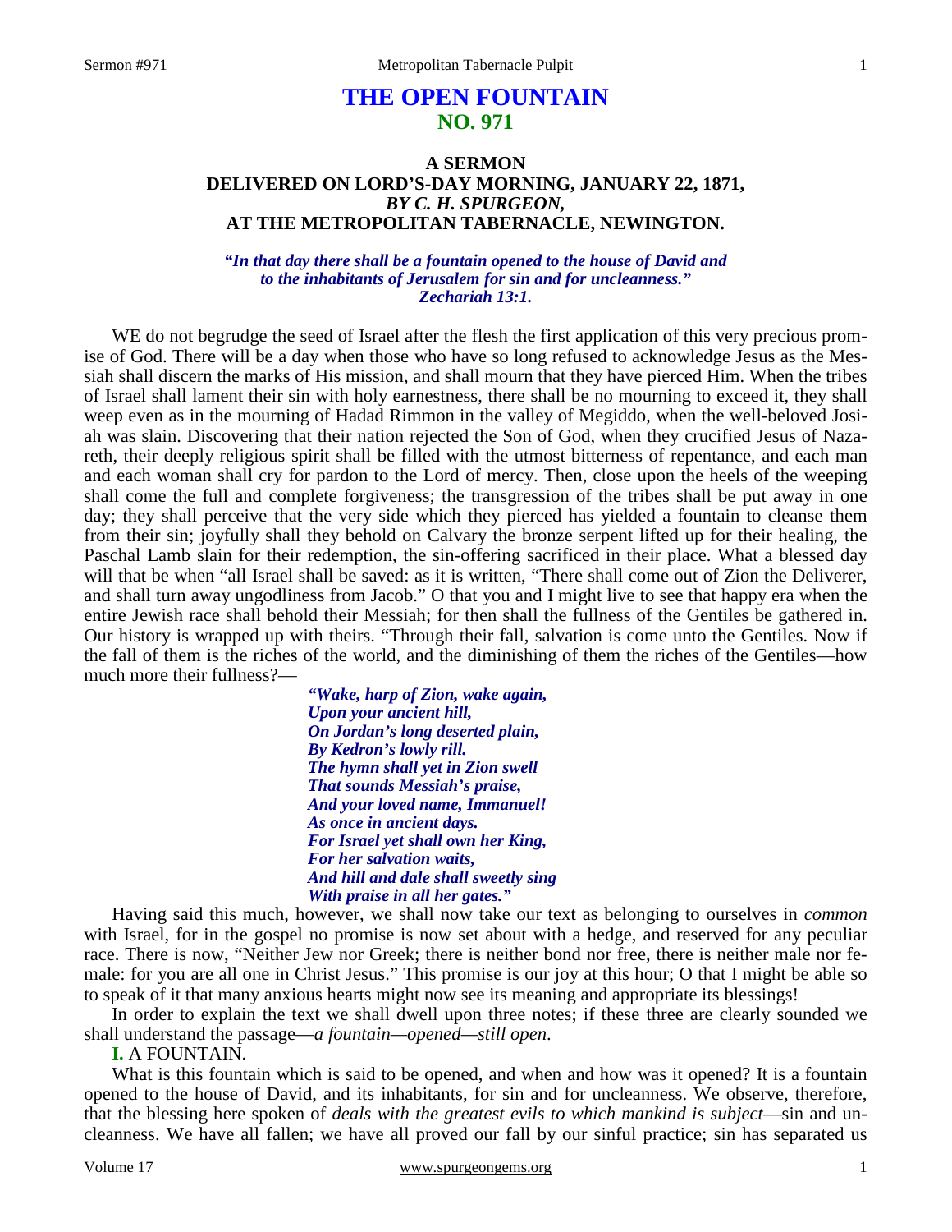# THE OPEN FOUNTAIN
## NO. 971

### A SERMON
### DELIVERED ON LORD'S-DAY MORNING, JANUARY 22, 1871,
### *BY C. H. SPURGEON,*
### AT THE METROPOLITAN TABERNACLE, NEWINGTON.

*"In that day there shall be a fountain opened to the house of David and to the inhabitants of Jerusalem for sin and for uncleanness." Zechariah 13:1.*

WE do not begrudge the seed of Israel after the flesh the first application of this very precious promise of God. There will be a day when those who have so long refused to acknowledge Jesus as the Messiah shall discern the marks of His mission, and shall mourn that they have pierced Him. When the tribes of Israel shall lament their sin with holy earnestness, there shall be no mourning to exceed it, they shall weep even as in the mourning of Hadad Rimmon in the valley of Megiddo, when the well-beloved Josiah was slain. Discovering that their nation rejected the Son of God, when they crucified Jesus of Nazareth, their deeply religious spirit shall be filled with the utmost bitterness of repentance, and each man and each woman shall cry for pardon to the Lord of mercy. Then, close upon the heels of the weeping shall come the full and complete forgiveness; the transgression of the tribes shall be put away in one day; they shall perceive that the very side which they pierced has yielded a fountain to cleanse them from their sin; joyfully shall they behold on Calvary the bronze serpent lifted up for their healing, the Paschal Lamb slain for their redemption, the sin-offering sacrificed in their place. What a blessed day will that be when "all Israel shall be saved: as it is written, "There shall come out of Zion the Deliverer, and shall turn away ungodliness from Jacob." O that you and I might live to see that happy era when the entire Jewish race shall behold their Messiah; for then shall the fullness of the Gentiles be gathered in. Our history is wrapped up with theirs. "Through their fall, salvation is come unto the Gentiles. Now if the fall of them is the riches of the world, and the diminishing of them the riches of the Gentiles—how much more their fullness?—

*"Wake, harp of Zion, wake again,*
*Upon your ancient hill,*
*On Jordan's long deserted plain,*
*By Kedron's lowly rill.*
*The hymn shall yet in Zion swell*
*That sounds Messiah's praise,*
*And your loved name, Immanuel!*
*As once in ancient days.*
*For Israel yet shall own her King,*
*For her salvation waits,*
*And hill and dale shall sweetly sing*
*With praise in all her gates."*

Having said this much, however, we shall now take our text as belonging to ourselves in *common* with Israel, for in the gospel no promise is now set about with a hedge, and reserved for any peculiar race. There is now, "Neither Jew nor Greek; there is neither bond nor free, there is neither male nor female: for you are all one in Christ Jesus." This promise is our joy at this hour; O that I might be able so to speak of it that many anxious hearts might now see its meaning and appropriate its blessings!

In order to explain the text we shall dwell upon three notes; if these three are clearly sounded we shall understand the passage—*a fountain—opened—still open*.

**I.** A FOUNTAIN.

What is this fountain which is said to be opened, and when and how was it opened? It is a fountain opened to the house of David, and its inhabitants, for sin and for uncleanness. We observe, therefore, that the blessing here spoken of *deals with the greatest evils to which mankind is subject*—sin and uncleanness. We have all fallen; we have all proved our fall by our sinful practice; sin has separated us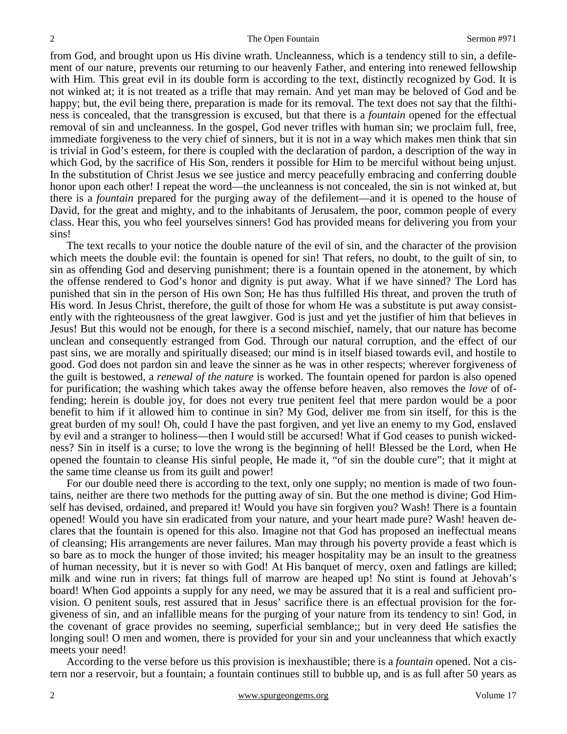from God, and brought upon us His divine wrath. Uncleanness, which is a tendency still to sin, a defilement of our nature, prevents our returning to our heavenly Father, and entering into renewed fellowship with Him. This great evil in its double form is according to the text, distinctly recognized by God. It is not winked at; it is not treated as a trifle that may remain. And yet man may be beloved of God and be happy; but, the evil being there, preparation is made for its removal. The text does not say that the filthiness is concealed, that the transgression is excused, but that there is a *fountain* opened for the effectual removal of sin and uncleanness. In the gospel, God never trifles with human sin; we proclaim full, free, immediate forgiveness to the very chief of sinners, but it is not in a way which makes men think that sin is trivial in God's esteem, for there is coupled with the declaration of pardon, a description of the way in which God, by the sacrifice of His Son, renders it possible for Him to be merciful without being unjust. In the substitution of Christ Jesus we see justice and mercy peacefully embracing and conferring double honor upon each other! I repeat the word—the uncleanness is not concealed, the sin is not winked at, but there is a *fountain* prepared for the purging away of the defilement—and it is opened to the house of David, for the great and mighty, and to the inhabitants of Jerusalem, the poor, common people of every class. Hear this, you who feel yourselves sinners! God has provided means for delivering you from your sins!

The text recalls to your notice the double nature of the evil of sin, and the character of the provision which meets the double evil: the fountain is opened for sin! That refers, no doubt, to the guilt of sin, to sin as offending God and deserving punishment; there is a fountain opened in the atonement, by which the offense rendered to God's honor and dignity is put away. What if we have sinned? The Lord has punished that sin in the person of His own Son; He has thus fulfilled His threat, and proven the truth of His word. In Jesus Christ, therefore, the guilt of those for whom He was a substitute is put away consistently with the righteousness of the great lawgiver. God is just and yet the justifier of him that believes in Jesus! But this would not be enough, for there is a second mischief, namely, that our nature has become unclean and consequently estranged from God. Through our natural corruption, and the effect of our past sins, we are morally and spiritually diseased; our mind is in itself biased towards evil, and hostile to good. God does not pardon sin and leave the sinner as he was in other respects; wherever forgiveness of the guilt is bestowed, a *renewal of the nature* is worked. The fountain opened for pardon is also opened for purification; the washing which takes away the offense before heaven, also removes the *love* of offending; herein is double joy, for does not every true penitent feel that mere pardon would be a poor benefit to him if it allowed him to continue in sin? My God, deliver me from sin itself, for this is the great burden of my soul! Oh, could I have the past forgiven, and yet live an enemy to my God, enslaved by evil and a stranger to holiness—then I would still be accursed! What if God ceases to punish wickedness? Sin in itself is a curse; to love the wrong is the beginning of hell! Blessed be the Lord, when He opened the fountain to cleanse His sinful people, He made it, "of sin the double cure"; that it might at the same time cleanse us from its guilt and power!

For our double need there is according to the text, only one supply; no mention is made of two fountains, neither are there two methods for the putting away of sin. But the one method is divine; God Himself has devised, ordained, and prepared it! Would you have sin forgiven you? Wash! There is a fountain opened! Would you have sin eradicated from your nature, and your heart made pure? Wash! heaven declares that the fountain is opened for this also. Imagine not that God has proposed an ineffectual means of cleansing; His arrangements are never failures. Man may through his poverty provide a feast which is so bare as to mock the hunger of those invited; his meager hospitality may be an insult to the greatness of human necessity, but it is never so with God! At His banquet of mercy, oxen and fatlings are killed; milk and wine run in rivers; fat things full of marrow are heaped up! No stint is found at Jehovah's board! When God appoints a supply for any need, we may be assured that it is a real and sufficient provision. O penitent souls, rest assured that in Jesus' sacrifice there is an effectual provision for the forgiveness of sin, and an infallible means for the purging of your nature from its tendency to sin! God, in the covenant of grace provides no seeming, superficial semblance;; but in very deed He satisfies the longing soul! O men and women, there is provided for your sin and your uncleanness that which exactly meets your need!

According to the verse before us this provision is inexhaustible; there is a *fountain* opened. Not a cistern nor a reservoir, but a fountain; a fountain continues still to bubble up, and is as full after 50 years as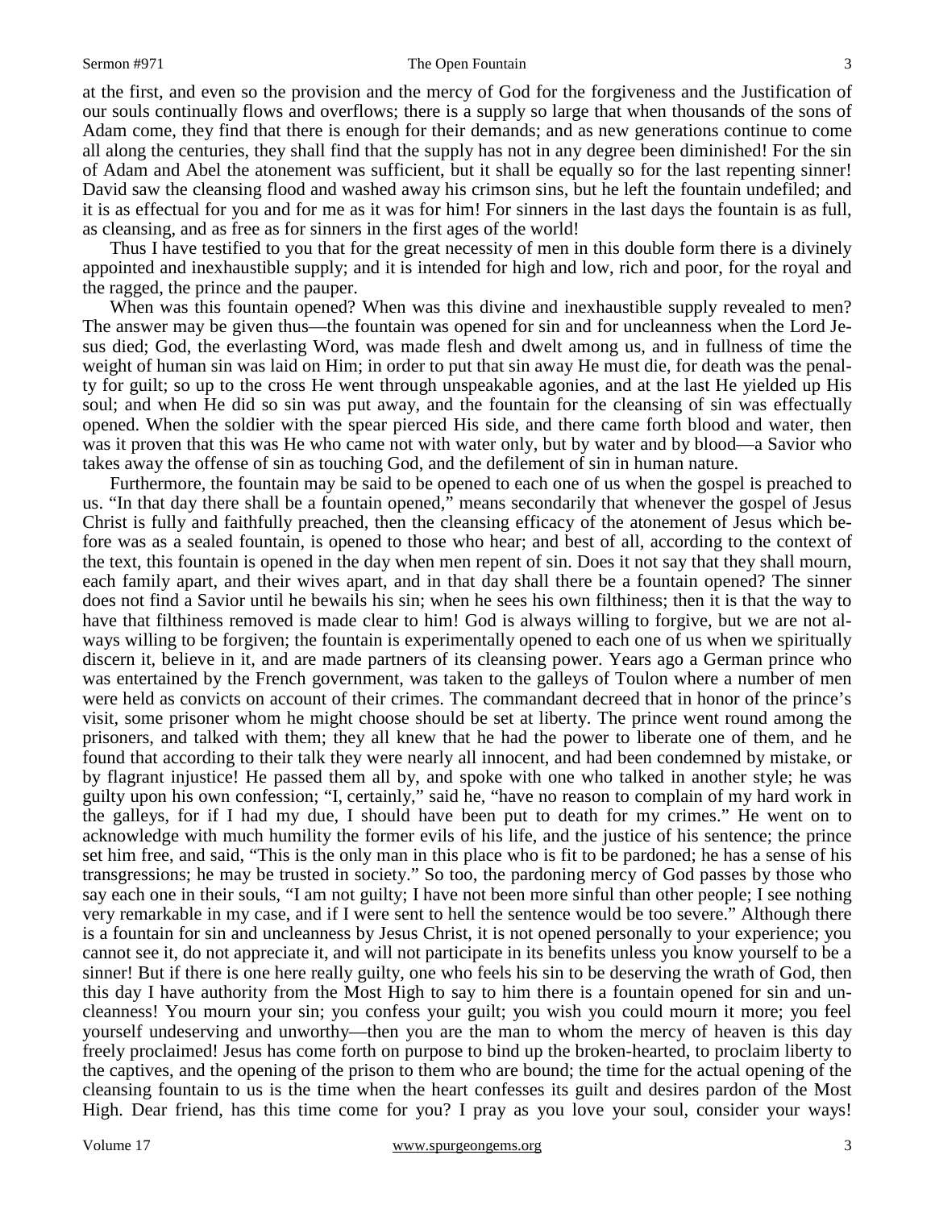at the first, and even so the provision and the mercy of God for the forgiveness and the Justification of our souls continually flows and overflows; there is a supply so large that when thousands of the sons of Adam come, they find that there is enough for their demands; and as new generations continue to come all along the centuries, they shall find that the supply has not in any degree been diminished! For the sin of Adam and Abel the atonement was sufficient, but it shall be equally so for the last repenting sinner! David saw the cleansing flood and washed away his crimson sins, but he left the fountain undefiled; and it is as effectual for you and for me as it was for him! For sinners in the last days the fountain is as full, as cleansing, and as free as for sinners in the first ages of the world!

Thus I have testified to you that for the great necessity of men in this double form there is a divinely appointed and inexhaustible supply; and it is intended for high and low, rich and poor, for the royal and the ragged, the prince and the pauper.

When was this fountain opened? When was this divine and inexhaustible supply revealed to men? The answer may be given thus—the fountain was opened for sin and for uncleanness when the Lord Jesus died; God, the everlasting Word, was made flesh and dwelt among us, and in fullness of time the weight of human sin was laid on Him; in order to put that sin away He must die, for death was the penalty for guilt; so up to the cross He went through unspeakable agonies, and at the last He yielded up His soul; and when He did so sin was put away, and the fountain for the cleansing of sin was effectually opened. When the soldier with the spear pierced His side, and there came forth blood and water, then was it proven that this was He who came not with water only, but by water and by blood—a Savior who takes away the offense of sin as touching God, and the defilement of sin in human nature.

Furthermore, the fountain may be said to be opened to each one of us when the gospel is preached to us. "In that day there shall be a fountain opened," means secondarily that whenever the gospel of Jesus Christ is fully and faithfully preached, then the cleansing efficacy of the atonement of Jesus which before was as a sealed fountain, is opened to those who hear; and best of all, according to the context of the text, this fountain is opened in the day when men repent of sin. Does it not say that they shall mourn, each family apart, and their wives apart, and in that day shall there be a fountain opened? The sinner does not find a Savior until he bewails his sin; when he sees his own filthiness; then it is that the way to have that filthiness removed is made clear to him! God is always willing to forgive, but we are not always willing to be forgiven; the fountain is experimentally opened to each one of us when we spiritually discern it, believe in it, and are made partners of its cleansing power. Years ago a German prince who was entertained by the French government, was taken to the galleys of Toulon where a number of men were held as convicts on account of their crimes. The commandant decreed that in honor of the prince's visit, some prisoner whom he might choose should be set at liberty. The prince went round among the prisoners, and talked with them; they all knew that he had the power to liberate one of them, and he found that according to their talk they were nearly all innocent, and had been condemned by mistake, or by flagrant injustice! He passed them all by, and spoke with one who talked in another style; he was guilty upon his own confession; "I, certainly," said he, "have no reason to complain of my hard work in the galleys, for if I had my due, I should have been put to death for my crimes." He went on to acknowledge with much humility the former evils of his life, and the justice of his sentence; the prince set him free, and said, "This is the only man in this place who is fit to be pardoned; he has a sense of his transgressions; he may be trusted in society." So too, the pardoning mercy of God passes by those who say each one in their souls, "I am not guilty; I have not been more sinful than other people; I see nothing very remarkable in my case, and if I were sent to hell the sentence would be too severe." Although there is a fountain for sin and uncleanness by Jesus Christ, it is not opened personally to your experience; you cannot see it, do not appreciate it, and will not participate in its benefits unless you know yourself to be a sinner! But if there is one here really guilty, one who feels his sin to be deserving the wrath of God, then this day I have authority from the Most High to say to him there is a fountain opened for sin and uncleanness! You mourn your sin; you confess your guilt; you wish you could mourn it more; you feel yourself undeserving and unworthy—then you are the man to whom the mercy of heaven is this day freely proclaimed! Jesus has come forth on purpose to bind up the broken-hearted, to proclaim liberty to the captives, and the opening of the prison to them who are bound; the time for the actual opening of the cleansing fountain to us is the time when the heart confesses its guilt and desires pardon of the Most High. Dear friend, has this time come for you? I pray as you love your soul, consider your ways!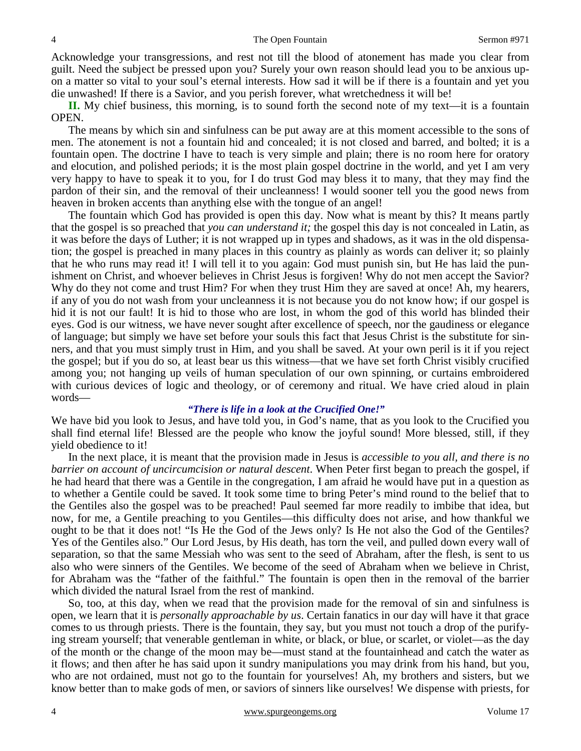Acknowledge your transgressions, and rest not till the blood of atonement has made you clear from guilt. Need the subject be pressed upon you? Surely your own reason should lead you to be anxious upon a matter so vital to your soul's eternal interests. How sad it will be if there is a fountain and yet you die unwashed! If there is a Savior, and you perish forever, what wretchedness it will be!

**II.** My chief business, this morning, is to sound forth the second note of my text—it is a fountain OPEN.

The means by which sin and sinfulness can be put away are at this moment accessible to the sons of men. The atonement is not a fountain hid and concealed; it is not closed and barred, and bolted; it is a fountain open. The doctrine I have to teach is very simple and plain; there is no room here for oratory and elocution, and polished periods; it is the most plain gospel doctrine in the world, and yet I am very very happy to have to speak it to you, for I do trust God may bless it to many, that they may find the pardon of their sin, and the removal of their uncleanness! I would sooner tell you the good news from heaven in broken accents than anything else with the tongue of an angel!

The fountain which God has provided is open this day. Now what is meant by this? It means partly that the gospel is so preached that *you can understand it;* the gospel this day is not concealed in Latin, as it was before the days of Luther; it is not wrapped up in types and shadows, as it was in the old dispensation; the gospel is preached in many places in this country as plainly as words can deliver it; so plainly that he who runs may read it! I will tell it to you again: God must punish sin, but He has laid the punishment on Christ, and whoever believes in Christ Jesus is forgiven! Why do not men accept the Savior? Why do they not come and trust Him? For when they trust Him they are saved at once! Ah, my hearers, if any of you do not wash from your uncleanness it is not because you do not know how; if our gospel is hid it is not our fault! It is hid to those who are lost, in whom the god of this world has blinded their eyes. God is our witness, we have never sought after excellence of speech, nor the gaudiness or elegance of language; but simply we have set before your souls this fact that Jesus Christ is the substitute for sinners, and that you must simply trust in Him, and you shall be saved. At your own peril is it if you reject the gospel; but if you do so, at least bear us this witness—that we have set forth Christ visibly crucified among you; not hanging up veils of human speculation of our own spinning, or curtains embroidered with curious devices of logic and theology, or of ceremony and ritual. We have cried aloud in plain words—

***"There is life in a look at the Crucified One!"***

We have bid you look to Jesus, and have told you, in God's name, that as you look to the Crucified you shall find eternal life! Blessed are the people who know the joyful sound! More blessed, still, if they yield obedience to it!

In the next place, it is meant that the provision made in Jesus is *accessible to you all, and there is no barrier on account of uncircumcision or natural descent*. When Peter first began to preach the gospel, if he had heard that there was a Gentile in the congregation, I am afraid he would have put in a question as to whether a Gentile could be saved. It took some time to bring Peter's mind round to the belief that to the Gentiles also the gospel was to be preached! Paul seemed far more readily to imbibe that idea, but now, for me, a Gentile preaching to you Gentiles—this difficulty does not arise, and how thankful we ought to be that it does not! "Is He the God of the Jews only? Is He not also the God of the Gentiles? Yes of the Gentiles also." Our Lord Jesus, by His death, has torn the veil, and pulled down every wall of separation, so that the same Messiah who was sent to the seed of Abraham, after the flesh, is sent to us also who were sinners of the Gentiles. We become of the seed of Abraham when we believe in Christ, for Abraham was the "father of the faithful." The fountain is open then in the removal of the barrier which divided the natural Israel from the rest of mankind.

So, too, at this day, when we read that the provision made for the removal of sin and sinfulness is open, we learn that it is *personally approachable by us*. Certain fanatics in our day will have it that grace comes to us through priests. There is the fountain, they say, but you must not touch a drop of the purifying stream yourself; that venerable gentleman in white, or black, or blue, or scarlet, or violet—as the day of the month or the change of the moon may be—must stand at the fountainhead and catch the water as it flows; and then after he has said upon it sundry manipulations you may drink from his hand, but you, who are not ordained, must not go to the fountain for yourselves! Ah, my brothers and sisters, but we know better than to make gods of men, or saviors of sinners like ourselves! We dispense with priests, for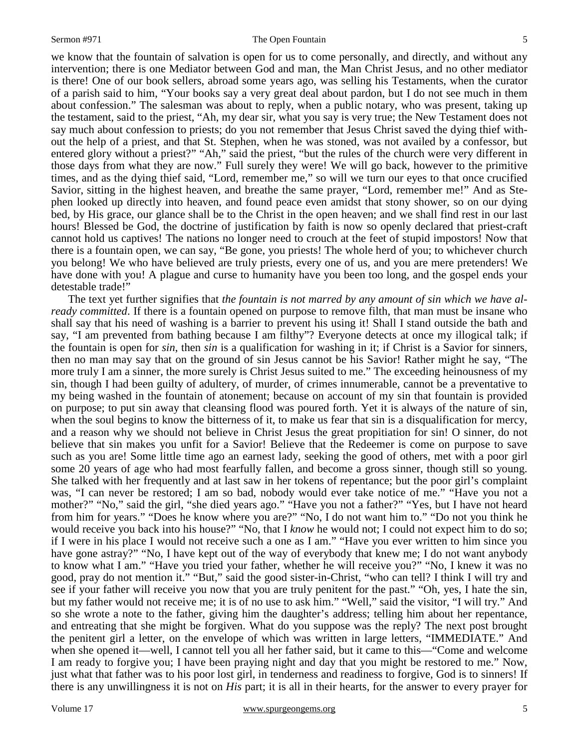we know that the fountain of salvation is open for us to come personally, and directly, and without any intervention; there is one Mediator between God and man, the Man Christ Jesus, and no other mediator is there! One of our book sellers, abroad some years ago, was selling his Testaments, when the curator of a parish said to him, "Your books say a very great deal about pardon, but I do not see much in them about confession." The salesman was about to reply, when a public notary, who was present, taking up the testament, said to the priest, "Ah, my dear sir, what you say is very true; the New Testament does not say much about confession to priests; do you not remember that Jesus Christ saved the dying thief without the help of a priest, and that St. Stephen, when he was stoned, was not availed by a confessor, but entered glory without a priest?" "Ah," said the priest, "but the rules of the church were very different in those days from what they are now." Full surely they were! We will go back, however to the primitive times, and as the dying thief said, "Lord, remember me," so will we turn our eyes to that once crucified Savior, sitting in the highest heaven, and breathe the same prayer, "Lord, remember me!" And as Stephen looked up directly into heaven, and found peace even amidst that stony shower, so on our dying bed, by His grace, our glance shall be to the Christ in the open heaven; and we shall find rest in our last hours! Blessed be God, the doctrine of justification by faith is now so openly declared that priest-craft cannot hold us captives! The nations no longer need to crouch at the feet of stupid impostors! Now that there is a fountain open, we can say, "Be gone, you priests! The whole herd of you; to whichever church you belong! We who have believed are truly priests, every one of us, and you are mere pretenders! We have done with you! A plague and curse to humanity have you been too long, and the gospel ends your detestable trade!"

The text yet further signifies that *the fountain is not marred by any amount of sin which we have already committed*. If there is a fountain opened on purpose to remove filth, that man must be insane who shall say that his need of washing is a barrier to prevent his using it! Shall I stand outside the bath and say, "I am prevented from bathing because I am filthy"? Everyone detects at once my illogical talk; if the fountain is open for *sin*, then *sin* is a qualification for washing in it; if Christ is a Savior for sinners, then no man may say that on the ground of sin Jesus cannot be his Savior! Rather might he say, "The more truly I am a sinner, the more surely is Christ Jesus suited to me." The exceeding heinousness of my sin, though I had been guilty of adultery, of murder, of crimes innumerable, cannot be a preventative to my being washed in the fountain of atonement; because on account of my sin that fountain is provided on purpose; to put sin away that cleansing flood was poured forth. Yet it is always of the nature of sin, when the soul begins to know the bitterness of it, to make us fear that sin is a disqualification for mercy, and a reason why we should not believe in Christ Jesus the great propitiation for sin! O sinner, do not believe that sin makes you unfit for a Savior! Believe that the Redeemer is come on purpose to save such as you are! Some little time ago an earnest lady, seeking the good of others, met with a poor girl some 20 years of age who had most fearfully fallen, and become a gross sinner, though still so young. She talked with her frequently and at last saw in her tokens of repentance; but the poor girl's complaint was, "I can never be restored; I am so bad, nobody would ever take notice of me." "Have you not a mother?" "No," said the girl, "she died years ago." "Have you not a father?" "Yes, but I have not heard from him for years." "Does he know where you are?" "No, I do not want him to." "Do not you think he would receive you back into his house?" "No, that I *know* he would not; I could not expect him to do so; if I were in his place I would not receive such a one as I am." "Have you ever written to him since you have gone astray?" "No, I have kept out of the way of everybody that knew me; I do not want anybody to know what I am." "Have you tried your father, whether he will receive you?" "No, I knew it was no good, pray do not mention it." "But," said the good sister-in-Christ, "who can tell? I think I will try and see if your father will receive you now that you are truly penitent for the past." "Oh, yes, I hate the sin, but my father would not receive me; it is of no use to ask him." "Well," said the visitor, "I will try." And so she wrote a note to the father, giving him the daughter's address; telling him about her repentance, and entreating that she might be forgiven. What do you suppose was the reply? The next post brought the penitent girl a letter, on the envelope of which was written in large letters, "IMMEDIATE." And when she opened it—well, I cannot tell you all her father said, but it came to this—"Come and welcome I am ready to forgive you; I have been praying night and day that you might be restored to me." Now, just what that father was to his poor lost girl, in tenderness and readiness to forgive, God is to sinners! If there is any unwillingness it is not on *His* part; it is all in their hearts, for the answer to every prayer for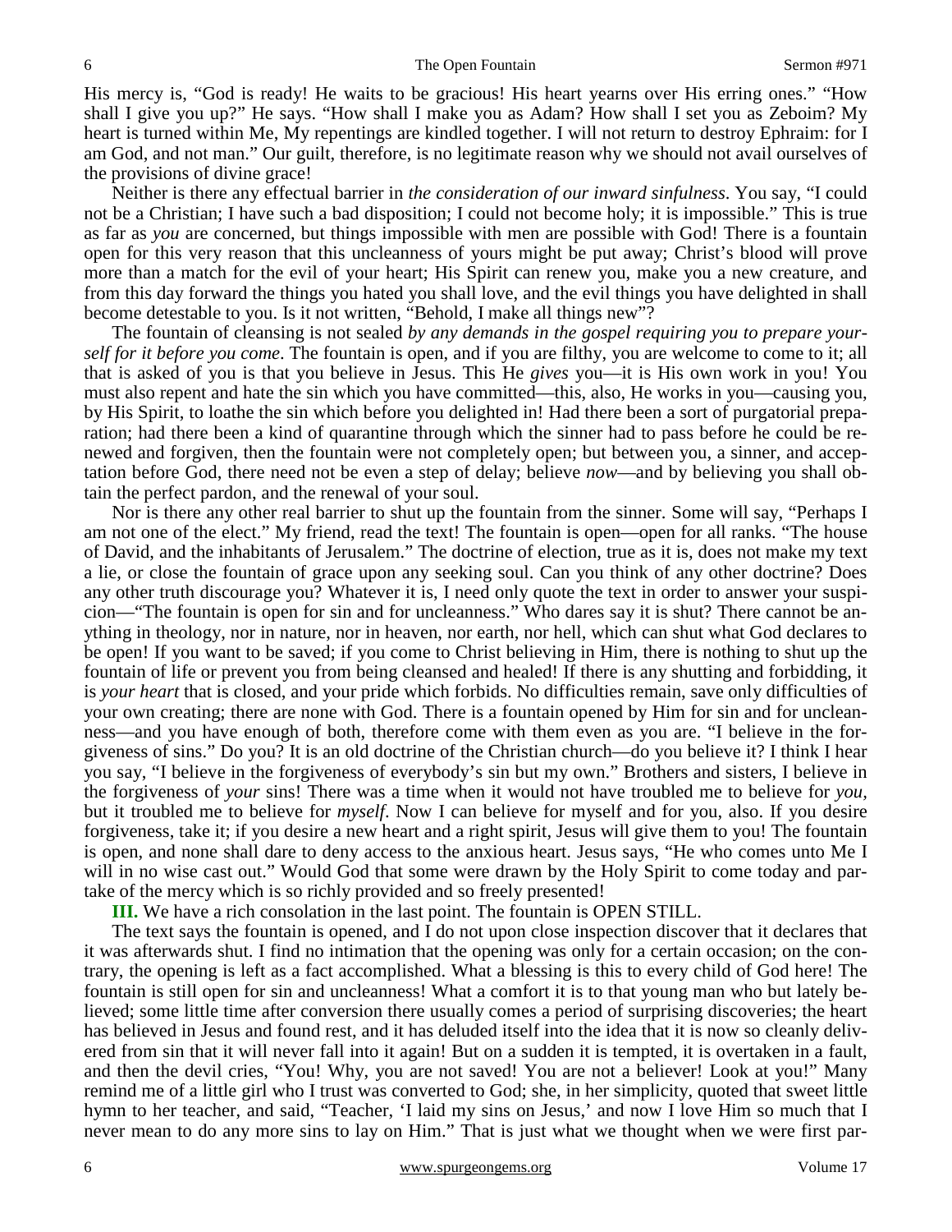His mercy is, "God is ready! He waits to be gracious! His heart yearns over His erring ones." "How shall I give you up?" He says. "How shall I make you as Adam? How shall I set you as Zeboim? My heart is turned within Me, My repentings are kindled together. I will not return to destroy Ephraim: for I am God, and not man." Our guilt, therefore, is no legitimate reason why we should not avail ourselves of the provisions of divine grace!

Neither is there any effectual barrier in *the consideration of our inward sinfulness*. You say, "I could not be a Christian; I have such a bad disposition; I could not become holy; it is impossible." This is true as far as *you* are concerned, but things impossible with men are possible with God! There is a fountain open for this very reason that this uncleanness of yours might be put away; Christ's blood will prove more than a match for the evil of your heart; His Spirit can renew you, make you a new creature, and from this day forward the things you hated you shall love, and the evil things you have delighted in shall become detestable to you. Is it not written, "Behold, I make all things new"?

The fountain of cleansing is not sealed *by any demands in the gospel requiring you to prepare yourself for it before you come*. The fountain is open, and if you are filthy, you are welcome to come to it; all that is asked of you is that you believe in Jesus. This He *gives* you—it is His own work in you! You must also repent and hate the sin which you have committed—this, also, He works in you—causing you, by His Spirit, to loathe the sin which before you delighted in! Had there been a sort of purgatorial preparation; had there been a kind of quarantine through which the sinner had to pass before he could be renewed and forgiven, then the fountain were not completely open; but between you, a sinner, and acceptation before God, there need not be even a step of delay; believe *now*—and by believing you shall obtain the perfect pardon, and the renewal of your soul.

Nor is there any other real barrier to shut up the fountain from the sinner. Some will say, "Perhaps I am not one of the elect." My friend, read the text! The fountain is open—open for all ranks. "The house of David, and the inhabitants of Jerusalem." The doctrine of election, true as it is, does not make my text a lie, or close the fountain of grace upon any seeking soul. Can you think of any other doctrine? Does any other truth discourage you? Whatever it is, I need only quote the text in order to answer your suspicion—"The fountain is open for sin and for uncleanness." Who dares say it is shut? There cannot be anything in theology, nor in nature, nor in heaven, nor earth, nor hell, which can shut what God declares to be open! If you want to be saved; if you come to Christ believing in Him, there is nothing to shut up the fountain of life or prevent you from being cleansed and healed! If there is any shutting and forbidding, it is *your heart* that is closed, and your pride which forbids. No difficulties remain, save only difficulties of your own creating; there are none with God. There is a fountain opened by Him for sin and for uncleanness—and you have enough of both, therefore come with them even as you are. "I believe in the forgiveness of sins." Do you? It is an old doctrine of the Christian church—do you believe it? I think I hear you say, "I believe in the forgiveness of everybody's sin but my own." Brothers and sisters, I believe in the forgiveness of *your* sins! There was a time when it would not have troubled me to believe for *you,* but it troubled me to believe for *myself*. Now I can believe for myself and for you, also. If you desire forgiveness, take it; if you desire a new heart and a right spirit, Jesus will give them to you! The fountain is open, and none shall dare to deny access to the anxious heart. Jesus says, "He who comes unto Me I will in no wise cast out." Would God that some were drawn by the Holy Spirit to come today and partake of the mercy which is so richly provided and so freely presented!

**III.** We have a rich consolation in the last point. The fountain is OPEN STILL.

The text says the fountain is opened, and I do not upon close inspection discover that it declares that it was afterwards shut. I find no intimation that the opening was only for a certain occasion; on the contrary, the opening is left as a fact accomplished. What a blessing is this to every child of God here! The fountain is still open for sin and uncleanness! What a comfort it is to that young man who but lately believed; some little time after conversion there usually comes a period of surprising discoveries; the heart has believed in Jesus and found rest, and it has deluded itself into the idea that it is now so cleanly delivered from sin that it will never fall into it again! But on a sudden it is tempted, it is overtaken in a fault, and then the devil cries, "You! Why, you are not saved! You are not a believer! Look at you!" Many remind me of a little girl who I trust was converted to God; she, in her simplicity, quoted that sweet little hymn to her teacher, and said, "Teacher, 'I laid my sins on Jesus,' and now I love Him so much that I never mean to do any more sins to lay on Him." That is just what we thought when we were first par-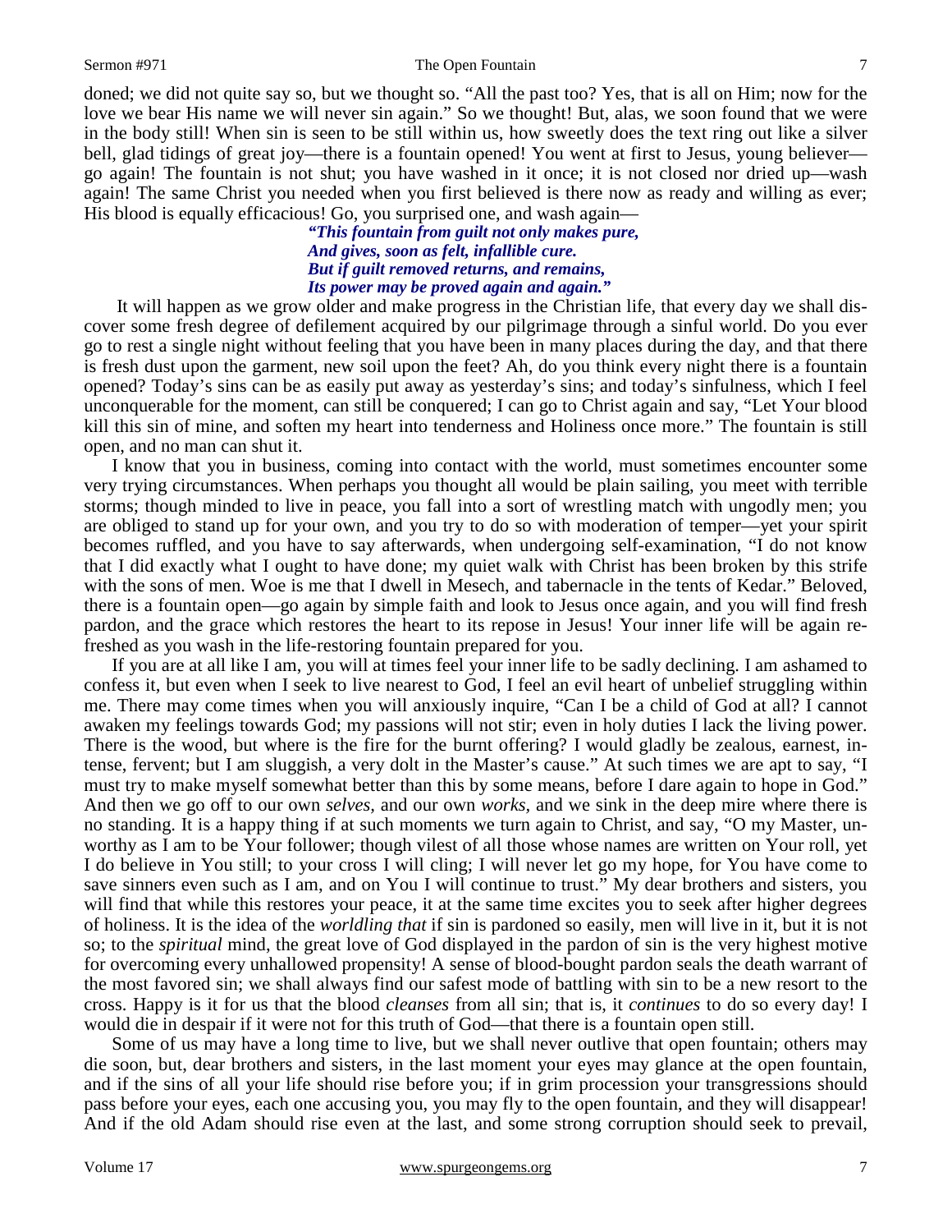doned; we did not quite say so, but we thought so. "All the past too? Yes, that is all on Him; now for the love we bear His name we will never sin again." So we thought! But, alas, we soon found that we were in the body still! When sin is seen to be still within us, how sweetly does the text ring out like a silver bell, glad tidings of great joy—there is a fountain opened! You went at first to Jesus, young believer—go again! The fountain is not shut; you have washed in it once; it is not closed nor dried up—wash again! The same Christ you needed when you first believed is there now as ready and willing as ever; His blood is equally efficacious! Go, you surprised one, and wash again—

> ***"This fountain from guilt not only makes pure,***
> ***And gives, soon as felt, infallible cure.***
> ***But if guilt removed returns, and remains,***
> ***Its power may be proved again and again."***

It will happen as we grow older and make progress in the Christian life, that every day we shall discover some fresh degree of defilement acquired by our pilgrimage through a sinful world. Do you ever go to rest a single night without feeling that you have been in many places during the day, and that there is fresh dust upon the garment, new soil upon the feet? Ah, do you think every night there is a fountain opened? Today's sins can be as easily put away as yesterday's sins; and today's sinfulness, which I feel unconquerable for the moment, can still be conquered; I can go to Christ again and say, "Let Your blood kill this sin of mine, and soften my heart into tenderness and Holiness once more." The fountain is still open, and no man can shut it.

I know that you in business, coming into contact with the world, must sometimes encounter some very trying circumstances. When perhaps you thought all would be plain sailing, you meet with terrible storms; though minded to live in peace, you fall into a sort of wrestling match with ungodly men; you are obliged to stand up for your own, and you try to do so with moderation of temper—yet your spirit becomes ruffled, and you have to say afterwards, when undergoing self-examination, "I do not know that I did exactly what I ought to have done; my quiet walk with Christ has been broken by this strife with the sons of men. Woe is me that I dwell in Mesech, and tabernacle in the tents of Kedar." Beloved, there is a fountain open—go again by simple faith and look to Jesus once again, and you will find fresh pardon, and the grace which restores the heart to its repose in Jesus! Your inner life will be again refreshed as you wash in the life-restoring fountain prepared for you.

If you are at all like I am, you will at times feel your inner life to be sadly declining. I am ashamed to confess it, but even when I seek to live nearest to God, I feel an evil heart of unbelief struggling within me. There may come times when you will anxiously inquire, "Can I be a child of God at all? I cannot awaken my feelings towards God; my passions will not stir; even in holy duties I lack the living power. There is the wood, but where is the fire for the burnt offering? I would gladly be zealous, earnest, intense, fervent; but I am sluggish, a very dolt in the Master's cause." At such times we are apt to say, "I must try to make myself somewhat better than this by some means, before I dare again to hope in God." And then we go off to our own *selves*, and our own *works*, and we sink in the deep mire where there is no standing. It is a happy thing if at such moments we turn again to Christ, and say, "O my Master, unworthy as I am to be Your follower; though vilest of all those whose names are written on Your roll, yet I do believe in You still; to your cross I will cling; I will never let go my hope, for You have come to save sinners even such as I am, and on You I will continue to trust." My dear brothers and sisters, you will find that while this restores your peace, it at the same time excites you to seek after higher degrees of holiness. It is the idea of the *worldling that* if sin is pardoned so easily, men will live in it, but it is not so; to the *spiritual* mind, the great love of God displayed in the pardon of sin is the very highest motive for overcoming every unhallowed propensity! A sense of blood-bought pardon seals the death warrant of the most favored sin; we shall always find our safest mode of battling with sin to be a new resort to the cross. Happy is it for us that the blood *cleanses* from all sin; that is, it *continues* to do so every day! I would die in despair if it were not for this truth of God—that there is a fountain open still.

Some of us may have a long time to live, but we shall never outlive that open fountain; others may die soon, but, dear brothers and sisters, in the last moment your eyes may glance at the open fountain, and if the sins of all your life should rise before you; if in grim procession your transgressions should pass before your eyes, each one accusing you, you may fly to the open fountain, and they will disappear! And if the old Adam should rise even at the last, and some strong corruption should seek to prevail,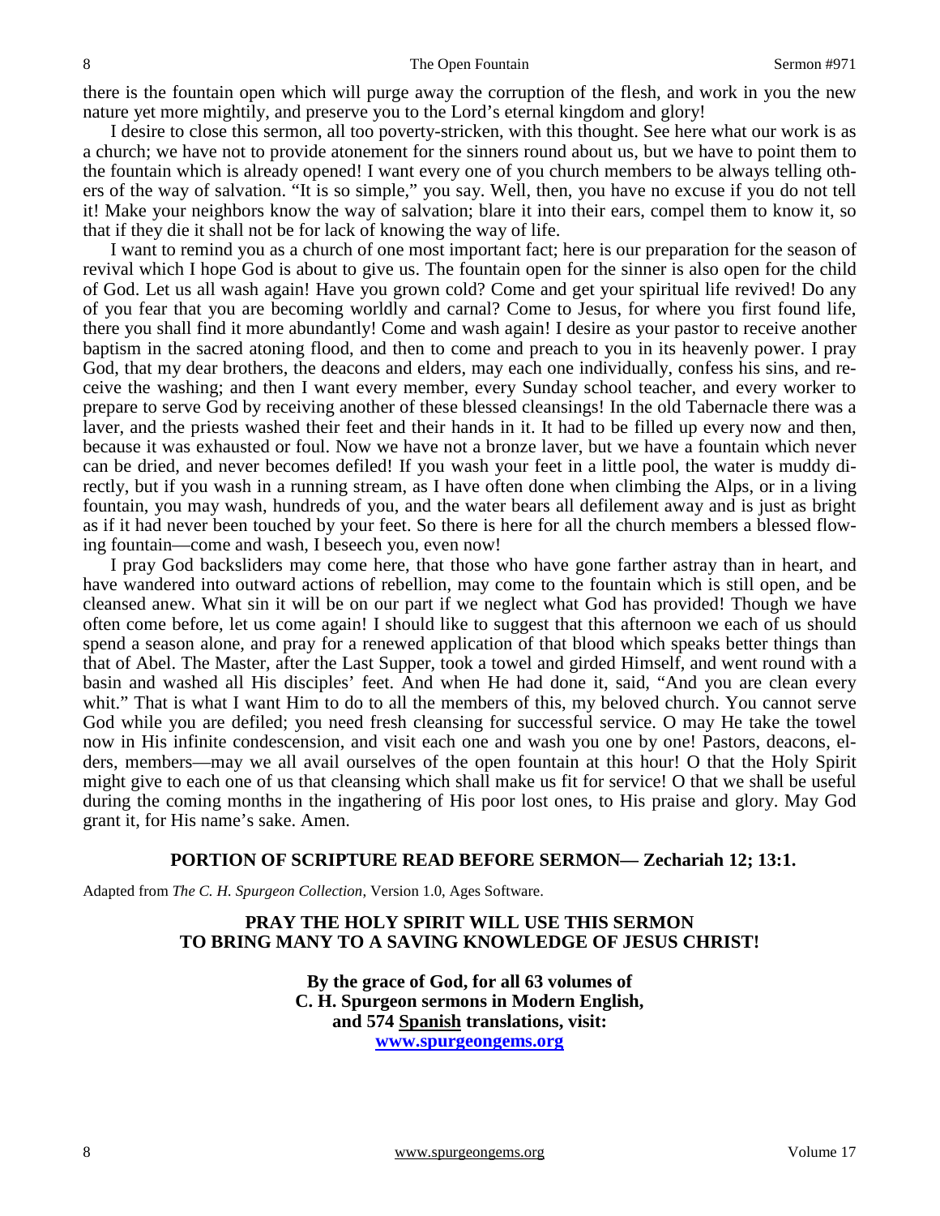there is the fountain open which will purge away the corruption of the flesh, and work in you the new nature yet more mightily, and preserve you to the Lord's eternal kingdom and glory!

I desire to close this sermon, all too poverty-stricken, with this thought. See here what our work is as a church; we have not to provide atonement for the sinners round about us, but we have to point them to the fountain which is already opened! I want every one of you church members to be always telling others of the way of salvation. "It is so simple," you say. Well, then, you have no excuse if you do not tell it! Make your neighbors know the way of salvation; blare it into their ears, compel them to know it, so that if they die it shall not be for lack of knowing the way of life.

I want to remind you as a church of one most important fact; here is our preparation for the season of revival which I hope God is about to give us. The fountain open for the sinner is also open for the child of God. Let us all wash again! Have you grown cold? Come and get your spiritual life revived! Do any of you fear that you are becoming worldly and carnal? Come to Jesus, for where you first found life, there you shall find it more abundantly! Come and wash again! I desire as your pastor to receive another baptism in the sacred atoning flood, and then to come and preach to you in its heavenly power. I pray God, that my dear brothers, the deacons and elders, may each one individually, confess his sins, and receive the washing; and then I want every member, every Sunday school teacher, and every worker to prepare to serve God by receiving another of these blessed cleansings! In the old Tabernacle there was a laver, and the priests washed their feet and their hands in it. It had to be filled up every now and then, because it was exhausted or foul. Now we have not a bronze laver, but we have a fountain which never can be dried, and never becomes defiled! If you wash your feet in a little pool, the water is muddy directly, but if you wash in a running stream, as I have often done when climbing the Alps, or in a living fountain, you may wash, hundreds of you, and the water bears all defilement away and is just as bright as if it had never been touched by your feet. So there is here for all the church members a blessed flowing fountain—come and wash, I beseech you, even now!

I pray God backsliders may come here, that those who have gone farther astray than in heart, and have wandered into outward actions of rebellion, may come to the fountain which is still open, and be cleansed anew. What sin it will be on our part if we neglect what God has provided! Though we have often come before, let us come again! I should like to suggest that this afternoon we each of us should spend a season alone, and pray for a renewed application of that blood which speaks better things than that of Abel. The Master, after the Last Supper, took a towel and girded Himself, and went round with a basin and washed all His disciples' feet. And when He had done it, said, "And you are clean every whit." That is what I want Him to do to all the members of this, my beloved church. You cannot serve God while you are defiled; you need fresh cleansing for successful service. O may He take the towel now in His infinite condescension, and visit each one and wash you one by one! Pastors, deacons, elders, members—may we all avail ourselves of the open fountain at this hour! O that the Holy Spirit might give to each one of us that cleansing which shall make us fit for service! O that we shall be useful during the coming months in the ingathering of His poor lost ones, to His praise and glory. May God grant it, for His name's sake. Amen.

**PORTION OF SCRIPTURE READ BEFORE SERMON— Zechariah 12; 13:1.**

Adapted from *The C. H. Spurgeon Collection*, Version 1.0, Ages Software.

**PRAY THE HOLY SPIRIT WILL USE THIS SERMON TO BRING MANY TO A SAVING KNOWLEDGE OF JESUS CHRIST!**

**By the grace of God, for all 63 volumes of C. H. Spurgeon sermons in Modern English, and 574 Spanish translations, visit: www.spurgeongems.org**